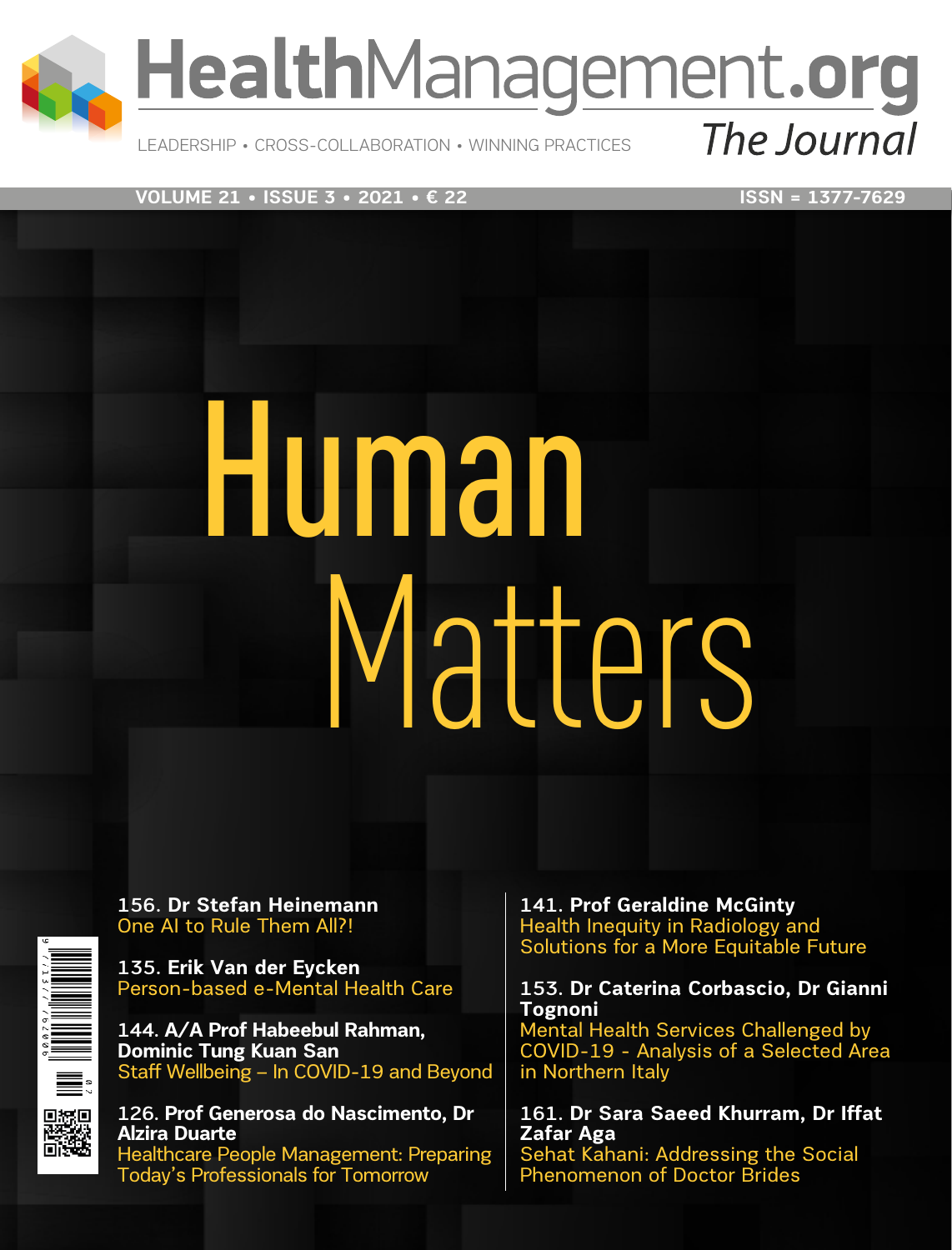# HealthManagement.org

## The Journal

LEADERSHIP • CROSS-COLLABORATION • WINNING PRACTICES

VOLUME 21 • ISSUE 3 • 2021 • € 22

ISSN = 1377-7629

# Human Matters

156. **Dr Stefan Heinemann**
One AI to Rule Them All?!

135. **Erik Van der Eycken**
Person-based e-Mental Health Care

144. **A/A Prof Habeebul Rahman, Dominic Tung Kuan San**
Staff Wellbeing – In COVID-19 and Beyond

126. **Prof Generosa do Nascimento, Dr Alzira Duarte**
Healthcare People Management: Preparing Today's Professionals for Tomorrow

141. **Prof Geraldine McGinty**
Health Inequity in Radiology and Solutions for a More Equitable Future

153. **Dr Caterina Corbascio, Dr Gianni Tognoni**
Mental Health Services Challenged by COVID-19 - Analysis of a Selected Area in Northern Italy

161. **Dr Sara Saeed Khurram, Dr Iffat Zafar Aga**
Sehat Kahani: Addressing the Social Phenomenon of Doctor Brides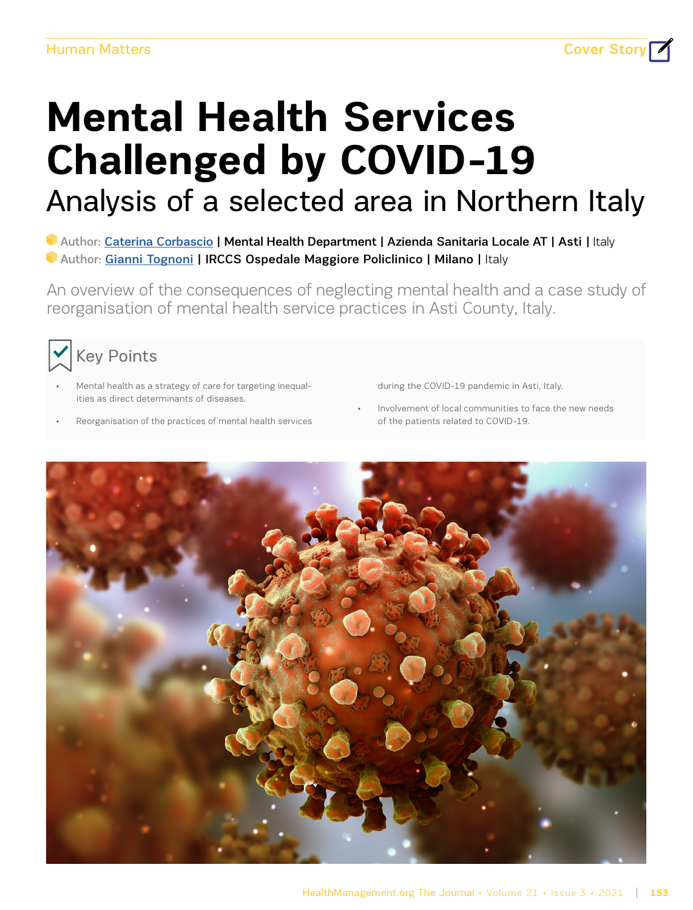# Mental Health Services Challenged by COVID-19

## Analysis of a selected area in Northern Italy

Author: Caterina Corbascio | Mental Health Department | Azienda Sanitaria Locale AT | Asti | Italy

Author: Gianni Tognoni | IRCCS Ospedale Maggiore Policlinico | Milano | Italy

An overview of the consequences of neglecting mental health and a case study of reorganisation of mental health service practices in Asti County, Italy.

### Key Points

- Mental health as a strategy of care for targeting inequalities as direct determinants of diseases.
- Reorganisation of the practices of mental health services during the COVID-19 pandemic in Asti, Italy.
- Involvement of local communities to face the new needs of the patients related to COVID-19.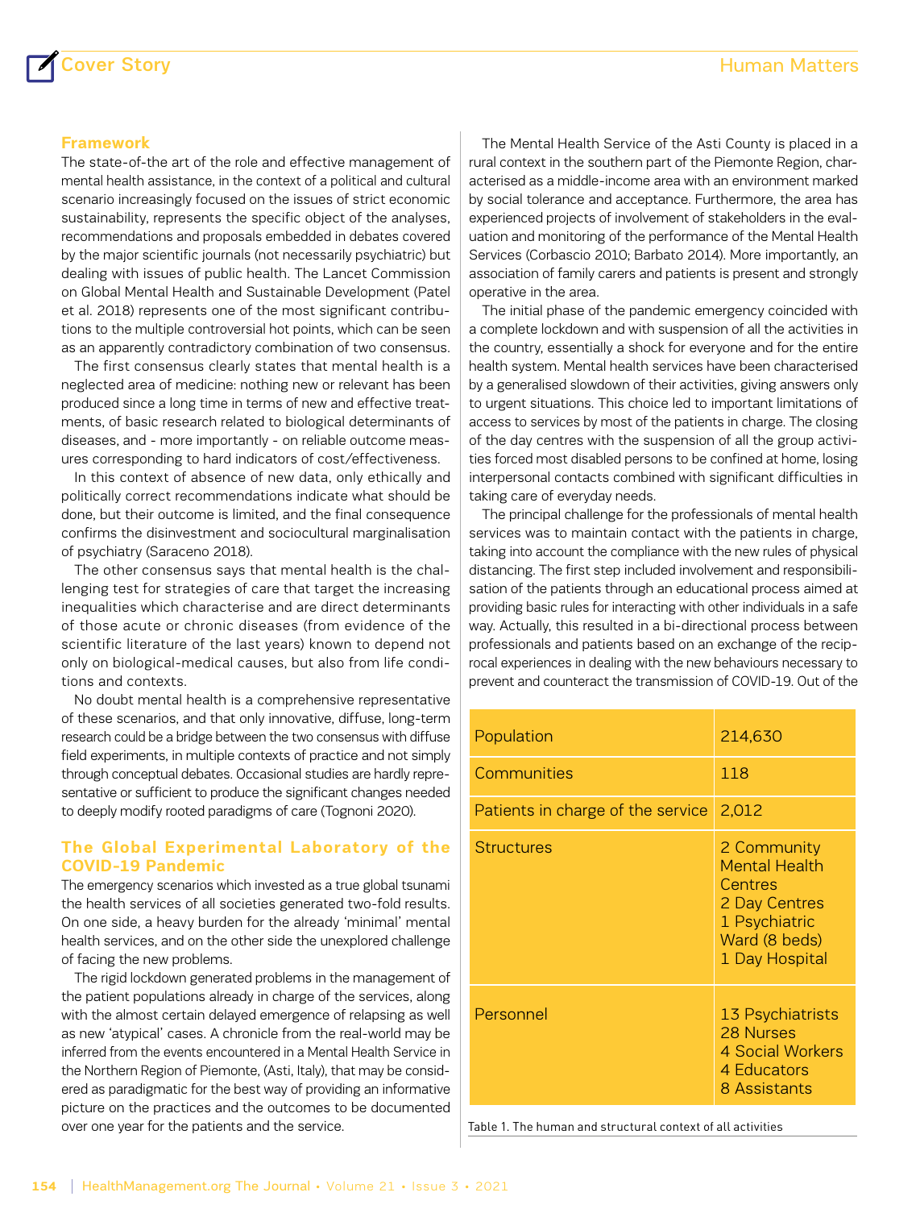## Framework

The state-of-the art of the role and effective management of mental health assistance, in the context of a political and cultural scenario increasingly focused on the issues of strict economic sustainability, represents the specific object of the analyses, recommendations and proposals embedded in debates covered by the major scientific journals (not necessarily psychiatric) but dealing with issues of public health. The Lancet Commission on Global Mental Health and Sustainable Development (Patel et al. 2018) represents one of the most significant contributions to the multiple controversial hot points, which can be seen as an apparently contradictory combination of two consensus.

The first consensus clearly states that mental health is a neglected area of medicine: nothing new or relevant has been produced since a long time in terms of new and effective treatments, of basic research related to biological determinants of diseases, and - more importantly - on reliable outcome measures corresponding to hard indicators of cost/effectiveness.

In this context of absence of new data, only ethically and politically correct recommendations indicate what should be done, but their outcome is limited, and the final consequence confirms the disinvestment and sociocultural marginalisation of psychiatry (Saraceno 2018).

The other consensus says that mental health is the challenging test for strategies of care that target the increasing inequalities which characterise and are direct determinants of those acute or chronic diseases (from evidence of the scientific literature of the last years) known to depend not only on biological-medical causes, but also from life conditions and contexts.

No doubt mental health is a comprehensive representative of these scenarios, and that only innovative, diffuse, long-term research could be a bridge between the two consensus with diffuse field experiments, in multiple contexts of practice and not simply through conceptual debates. Occasional studies are hardly representative or sufficient to produce the significant changes needed to deeply modify rooted paradigms of care (Tognoni 2020).

## The Global Experimental Laboratory of the COVID-19 Pandemic

The emergency scenarios which invested as a true global tsunami the health services of all societies generated two-fold results. On one side, a heavy burden for the already 'minimal' mental health services, and on the other side the unexplored challenge of facing the new problems.

The rigid lockdown generated problems in the management of the patient populations already in charge of the services, along with the almost certain delayed emergence of relapsing as well as new 'atypical' cases. A chronicle from the real-world may be inferred from the events encountered in a Mental Health Service in the Northern Region of Piemonte, (Asti, Italy), that may be considered as paradigmatic for the best way of providing an informative picture on the practices and the outcomes to be documented over one year for the patients and the service.

The Mental Health Service of the Asti County is placed in a rural context in the southern part of the Piemonte Region, characterised as a middle-income area with an environment marked by social tolerance and acceptance. Furthermore, the area has experienced projects of involvement of stakeholders in the evaluation and monitoring of the performance of the Mental Health Services (Corbascio 2010; Barbato 2014). More importantly, an association of family carers and patients is present and strongly operative in the area.

The initial phase of the pandemic emergency coincided with a complete lockdown and with suspension of all the activities in the country, essentially a shock for everyone and for the entire health system. Mental health services have been characterised by a generalised slowdown of their activities, giving answers only to urgent situations. This choice led to important limitations of access to services by most of the patients in charge. The closing of the day centres with the suspension of all the group activities forced most disabled persons to be confined at home, losing interpersonal contacts combined with significant difficulties in taking care of everyday needs.

The principal challenge for the professionals of mental health services was to maintain contact with the patients in charge, taking into account the compliance with the new rules of physical distancing. The first step included involvement and responsibilisation of the patients through an educational process aimed at providing basic rules for interacting with other individuals in a safe way. Actually, this resulted in a bi-directional process between professionals and patients based on an exchange of the reciprocal experiences in dealing with the new behaviours necessary to prevent and counteract the transmission of COVID-19. Out of the

| | |
|---|---|
| Population | 214,630 |
| Communities | 118 |
| Patients in charge of the service | 2,012 |
| Structures | 2 Community Mental Health Centres<br>2 Day Centres<br>1 Psychiatric Ward (8 beds)<br>1 Day Hospital |
| Personnel | 13 Psychiatrists<br>28 Nurses<br>4 Social Workers<br>4 Educators<br>8 Assistants |

Table 1. The human and structural context of all activities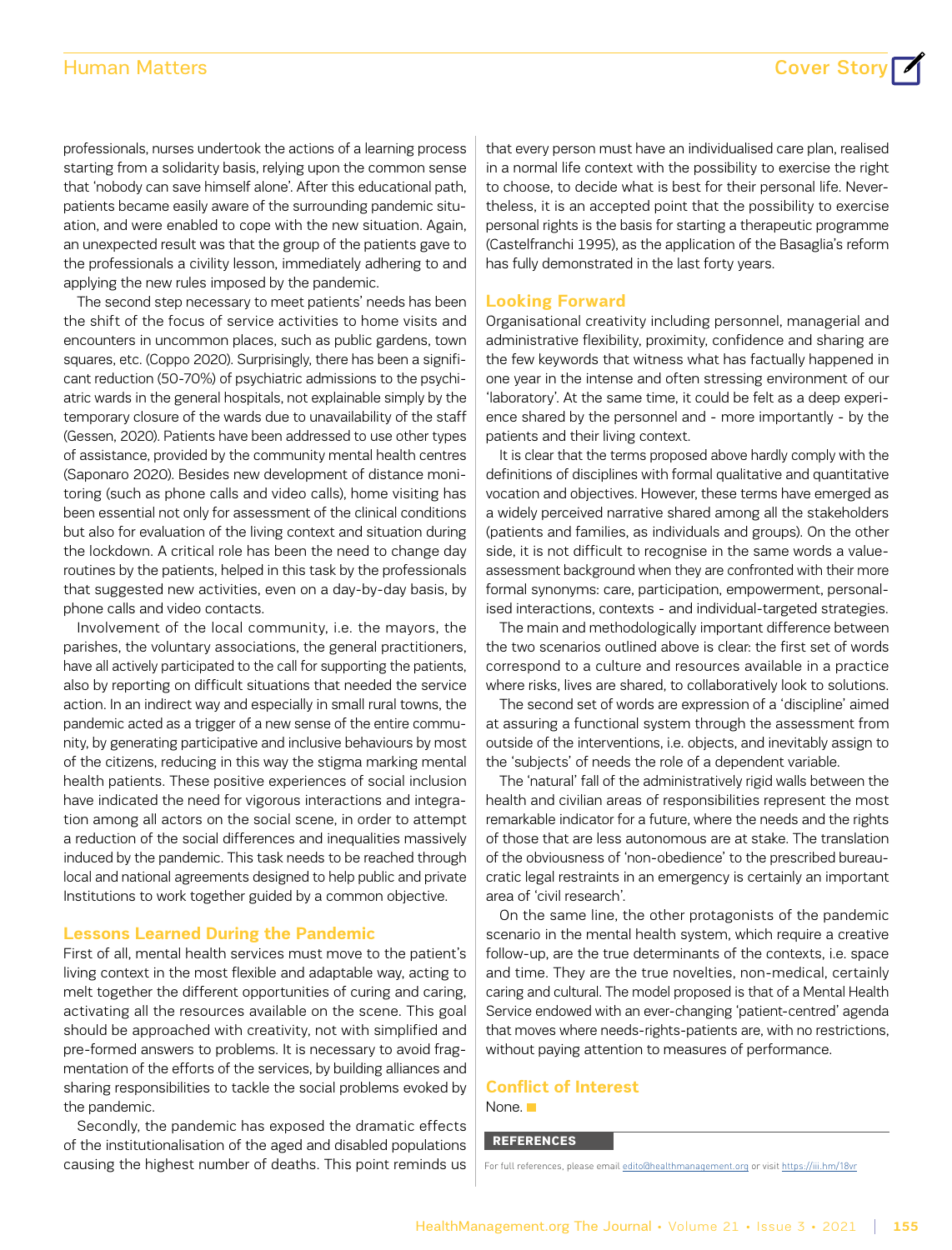professionals, nurses undertook the actions of a learning process starting from a solidarity basis, relying upon the common sense that 'nobody can save himself alone'. After this educational path, patients became easily aware of the surrounding pandemic situation, and were enabled to cope with the new situation. Again, an unexpected result was that the group of the patients gave to the professionals a civility lesson, immediately adhering to and applying the new rules imposed by the pandemic.

The second step necessary to meet patients' needs has been the shift of the focus of service activities to home visits and encounters in uncommon places, such as public gardens, town squares, etc. (Coppo 2020). Surprisingly, there has been a significant reduction (50-70%) of psychiatric admissions to the psychiatric wards in the general hospitals, not explainable simply by the temporary closure of the wards due to unavailability of the staff (Gessen, 2020). Patients have been addressed to use other types of assistance, provided by the community mental health centres (Saponaro 2020). Besides new development of distance monitoring (such as phone calls and video calls), home visiting has been essential not only for assessment of the clinical conditions but also for evaluation of the living context and situation during the lockdown. A critical role has been the need to change day routines by the patients, helped in this task by the professionals that suggested new activities, even on a day-by-day basis, by phone calls and video contacts.

Involvement of the local community, i.e. the mayors, the parishes, the voluntary associations, the general practitioners, have all actively participated to the call for supporting the patients, also by reporting on difficult situations that needed the service action. In an indirect way and especially in small rural towns, the pandemic acted as a trigger of a new sense of the entire community, by generating participative and inclusive behaviours by most of the citizens, reducing in this way the stigma marking mental health patients. These positive experiences of social inclusion have indicated the need for vigorous interactions and integration among all actors on the social scene, in order to attempt a reduction of the social differences and inequalities massively induced by the pandemic. This task needs to be reached through local and national agreements designed to help public and private Institutions to work together guided by a common objective.

## Lessons Learned During the Pandemic

First of all, mental health services must move to the patient's living context in the most flexible and adaptable way, acting to melt together the different opportunities of curing and caring, activating all the resources available on the scene. This goal should be approached with creativity, not with simplified and pre-formed answers to problems. It is necessary to avoid fragmentation of the efforts of the services, by building alliances and sharing responsibilities to tackle the social problems evoked by the pandemic.

Secondly, the pandemic has exposed the dramatic effects of the institutionalisation of the aged and disabled populations causing the highest number of deaths. This point reminds us that every person must have an individualised care plan, realised in a normal life context with the possibility to exercise the right to choose, to decide what is best for their personal life. Nevertheless, it is an accepted point that the possibility to exercise personal rights is the basis for starting a therapeutic programme (Castelfranchi 1995), as the application of the Basaglia's reform has fully demonstrated in the last forty years.

## Looking Forward

Organisational creativity including personnel, managerial and administrative flexibility, proximity, confidence and sharing are the few keywords that witness what has factually happened in one year in the intense and often stressing environment of our 'laboratory'. At the same time, it could be felt as a deep experience shared by the personnel and - more importantly - by the patients and their living context.

It is clear that the terms proposed above hardly comply with the definitions of disciplines with formal qualitative and quantitative vocation and objectives. However, these terms have emerged as a widely perceived narrative shared among all the stakeholders (patients and families, as individuals and groups). On the other side, it is not difficult to recognise in the same words a value-assessment background when they are confronted with their more formal synonyms: care, participation, empowerment, personalised interactions, contexts - and individual-targeted strategies.

The main and methodologically important difference between the two scenarios outlined above is clear: the first set of words correspond to a culture and resources available in a practice where risks, lives are shared, to collaboratively look to solutions.

The second set of words are expression of a 'discipline' aimed at assuring a functional system through the assessment from outside of the interventions, i.e. objects, and inevitably assign to the 'subjects' of needs the role of a dependent variable.

The 'natural' fall of the administratively rigid walls between the health and civilian areas of responsibilities represent the most remarkable indicator for a future, where the needs and the rights of those that are less autonomous are at stake. The translation of the obviousness of 'non-obedience' to the prescribed bureaucratic legal restraints in an emergency is certainly an important area of 'civil research'.

On the same line, the other protagonists of the pandemic scenario in the mental health system, which require a creative follow-up, are the true determinants of the contexts, i.e. space and time. They are the true novelties, non-medical, certainly caring and cultural. The model proposed is that of a Mental Health Service endowed with an ever-changing 'patient-centred' agenda that moves where needs-rights-patients are, with no restrictions, without paying attention to measures of performance.

## Conflict of Interest

None.

## REFERENCES

For full references, please email edito@healthmanagement.org or visit https://iii.hm/18vr